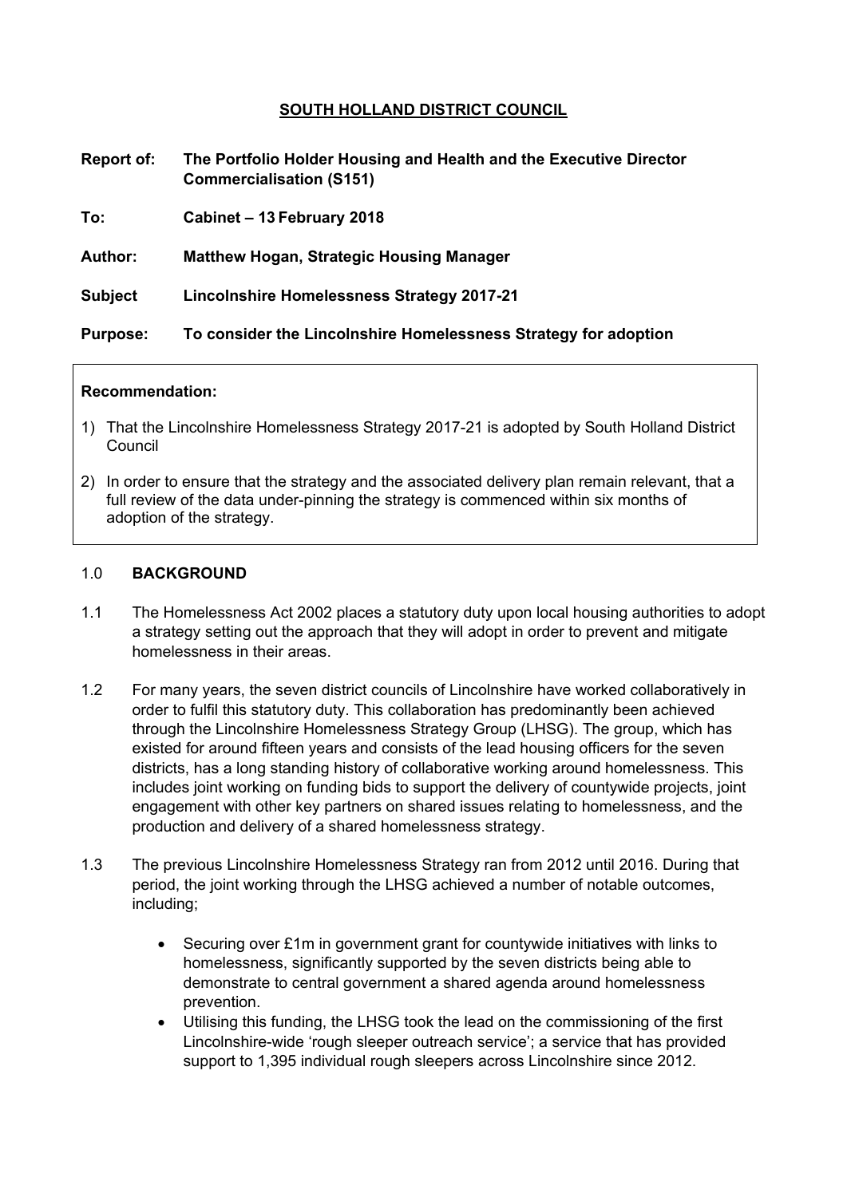# SOUTH HOLLAND DISTRICT COUNCIL

**Report of:** **The Portfolio Holder Housing and Health and the Executive Director Commercialisation (S151)**

**To:** **Cabinet – 13 February 2018**

**Author:** **Matthew Hogan, Strategic Housing Manager**

**Subject** **Lincolnshire Homelessness Strategy 2017-21**

**Purpose:** **To consider the Lincolnshire Homelessness Strategy for adoption**

**Recommendation:**

1) That the Lincolnshire Homelessness Strategy 2017-21 is adopted by South Holland District Council
2) In order to ensure that the strategy and the associated delivery plan remain relevant, that a full review of the data under-pinning the strategy is commenced within six months of adoption of the strategy.

## 1.0 BACKGROUND

1.1 The Homelessness Act 2002 places a statutory duty upon local housing authorities to adopt a strategy setting out the approach that they will adopt in order to prevent and mitigate homelessness in their areas.

1.2 For many years, the seven district councils of Lincolnshire have worked collaboratively in order to fulfil this statutory duty. This collaboration has predominantly been achieved through the Lincolnshire Homelessness Strategy Group (LHSG). The group, which has existed for around fifteen years and consists of the lead housing officers for the seven districts, has a long standing history of collaborative working around homelessness. This includes joint working on funding bids to support the delivery of countywide projects, joint engagement with other key partners on shared issues relating to homelessness, and the production and delivery of a shared homelessness strategy.

1.3 The previous Lincolnshire Homelessness Strategy ran from 2012 until 2016. During that period, the joint working through the LHSG achieved a number of notable outcomes, including;

- Securing over £1m in government grant for countywide initiatives with links to homelessness, significantly supported by the seven districts being able to demonstrate to central government a shared agenda around homelessness prevention.
- Utilising this funding, the LHSG took the lead on the commissioning of the first Lincolnshire-wide 'rough sleeper outreach service'; a service that has provided support to 1,395 individual rough sleepers across Lincolnshire since 2012.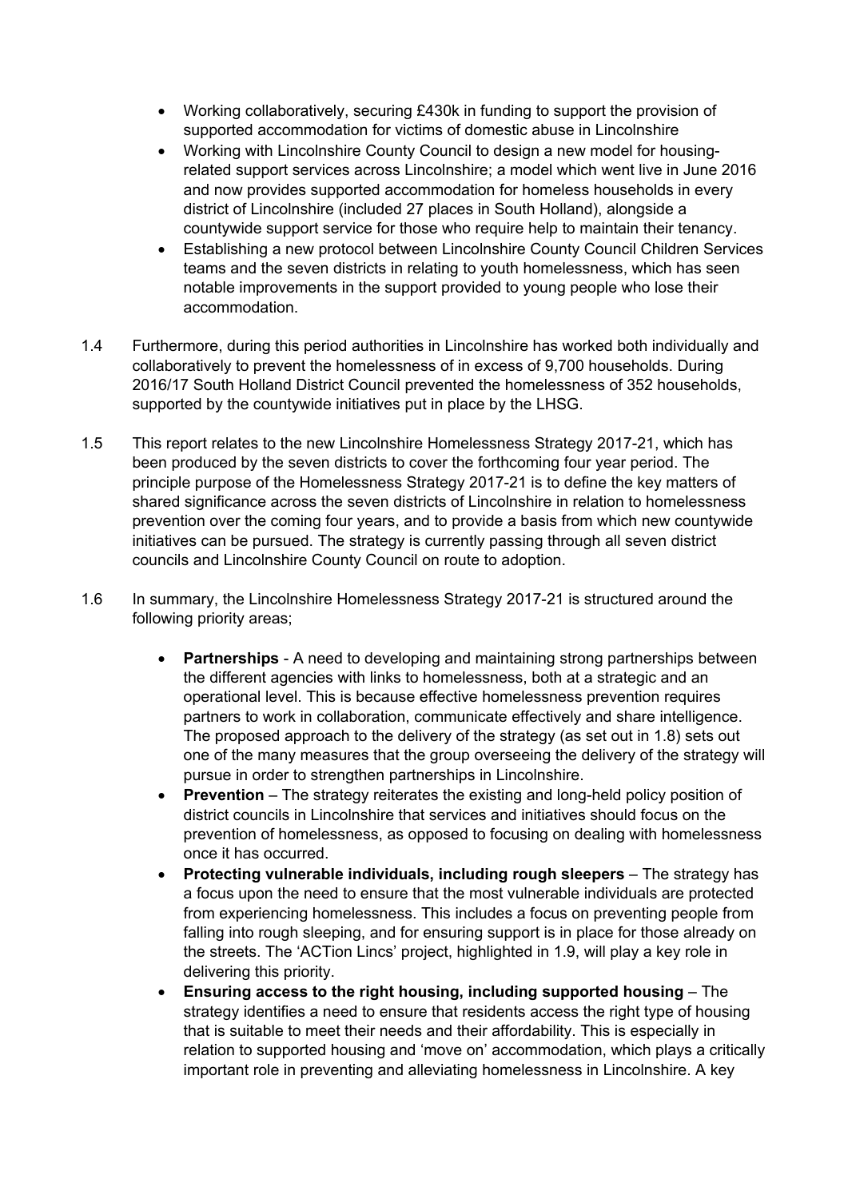- Working collaboratively, securing £430k in funding to support the provision of supported accommodation for victims of domestic abuse in Lincolnshire
- Working with Lincolnshire County Council to design a new model for housing-related support services across Lincolnshire; a model which went live in June 2016 and now provides supported accommodation for homeless households in every district of Lincolnshire (included 27 places in South Holland), alongside a countywide support service for those who require help to maintain their tenancy.
- Establishing a new protocol between Lincolnshire County Council Children Services teams and the seven districts in relating to youth homelessness, which has seen notable improvements in the support provided to young people who lose their accommodation.

1.4 Furthermore, during this period authorities in Lincolnshire has worked both individually and collaboratively to prevent the homelessness of in excess of 9,700 households. During 2016/17 South Holland District Council prevented the homelessness of 352 households, supported by the countywide initiatives put in place by the LHSG.

1.5 This report relates to the new Lincolnshire Homelessness Strategy 2017-21, which has been produced by the seven districts to cover the forthcoming four year period. The principle purpose of the Homelessness Strategy 2017-21 is to define the key matters of shared significance across the seven districts of Lincolnshire in relation to homelessness prevention over the coming four years, and to provide a basis from which new countywide initiatives can be pursued. The strategy is currently passing through all seven district councils and Lincolnshire County Council on route to adoption.

1.6 In summary, the Lincolnshire Homelessness Strategy 2017-21 is structured around the following priority areas;

- **Partnerships** - A need to developing and maintaining strong partnerships between the different agencies with links to homelessness, both at a strategic and an operational level. This is because effective homelessness prevention requires partners to work in collaboration, communicate effectively and share intelligence. The proposed approach to the delivery of the strategy (as set out in 1.8) sets out one of the many measures that the group overseeing the delivery of the strategy will pursue in order to strengthen partnerships in Lincolnshire.
- **Prevention** – The strategy reiterates the existing and long-held policy position of district councils in Lincolnshire that services and initiatives should focus on the prevention of homelessness, as opposed to focusing on dealing with homelessness once it has occurred.
- **Protecting vulnerable individuals, including rough sleepers** – The strategy has a focus upon the need to ensure that the most vulnerable individuals are protected from experiencing homelessness. This includes a focus on preventing people from falling into rough sleeping, and for ensuring support is in place for those already on the streets. The 'ACTion Lincs' project, highlighted in 1.9, will play a key role in delivering this priority.
- **Ensuring access to the right housing, including supported housing** – The strategy identifies a need to ensure that residents access the right type of housing that is suitable to meet their needs and their affordability. This is especially in relation to supported housing and 'move on' accommodation, which plays a critically important role in preventing and alleviating homelessness in Lincolnshire. A key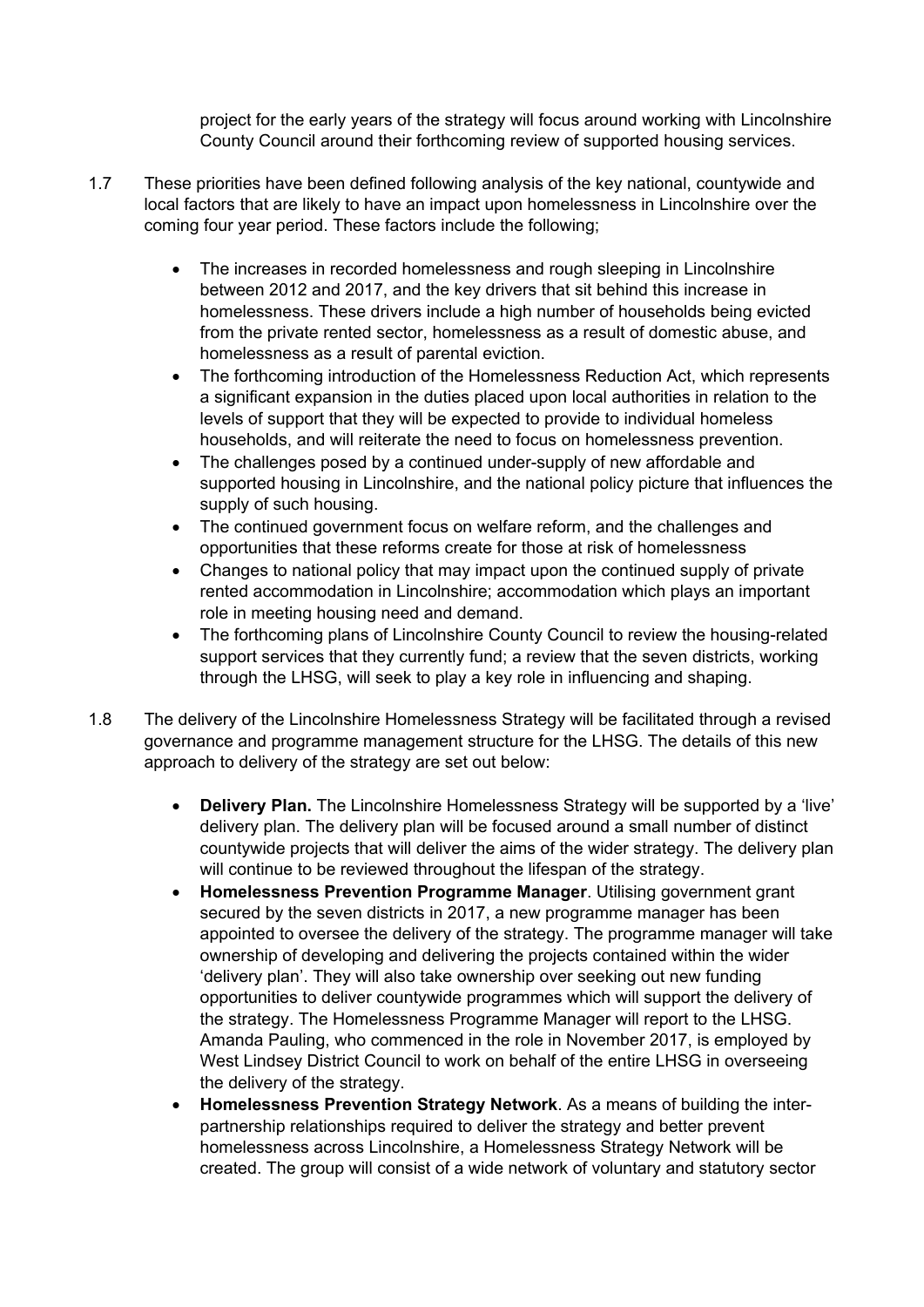project for the early years of the strategy will focus around working with Lincolnshire County Council around their forthcoming review of supported housing services.

1.7 These priorities have been defined following analysis of the key national, countywide and local factors that are likely to have an impact upon homelessness in Lincolnshire over the coming four year period. These factors include the following;

- The increases in recorded homelessness and rough sleeping in Lincolnshire between 2012 and 2017, and the key drivers that sit behind this increase in homelessness. These drivers include a high number of households being evicted from the private rented sector, homelessness as a result of domestic abuse, and homelessness as a result of parental eviction.
- The forthcoming introduction of the Homelessness Reduction Act, which represents a significant expansion in the duties placed upon local authorities in relation to the levels of support that they will be expected to provide to individual homeless households, and will reiterate the need to focus on homelessness prevention.
- The challenges posed by a continued under-supply of new affordable and supported housing in Lincolnshire, and the national policy picture that influences the supply of such housing.
- The continued government focus on welfare reform, and the challenges and opportunities that these reforms create for those at risk of homelessness
- Changes to national policy that may impact upon the continued supply of private rented accommodation in Lincolnshire; accommodation which plays an important role in meeting housing need and demand.
- The forthcoming plans of Lincolnshire County Council to review the housing-related support services that they currently fund; a review that the seven districts, working through the LHSG, will seek to play a key role in influencing and shaping.

1.8 The delivery of the Lincolnshire Homelessness Strategy will be facilitated through a revised governance and programme management structure for the LHSG. The details of this new approach to delivery of the strategy are set out below:

- **Delivery Plan.** The Lincolnshire Homelessness Strategy will be supported by a 'live' delivery plan. The delivery plan will be focused around a small number of distinct countywide projects that will deliver the aims of the wider strategy. The delivery plan will continue to be reviewed throughout the lifespan of the strategy.
- **Homelessness Prevention Programme Manager**. Utilising government grant secured by the seven districts in 2017, a new programme manager has been appointed to oversee the delivery of the strategy. The programme manager will take ownership of developing and delivering the projects contained within the wider 'delivery plan'. They will also take ownership over seeking out new funding opportunities to deliver countywide programmes which will support the delivery of the strategy. The Homelessness Programme Manager will report to the LHSG. Amanda Pauling, who commenced in the role in November 2017, is employed by West Lindsey District Council to work on behalf of the entire LHSG in overseeing the delivery of the strategy.
- **Homelessness Prevention Strategy Network**. As a means of building the inter-partnership relationships required to deliver the strategy and better prevent homelessness across Lincolnshire, a Homelessness Strategy Network will be created. The group will consist of a wide network of voluntary and statutory sector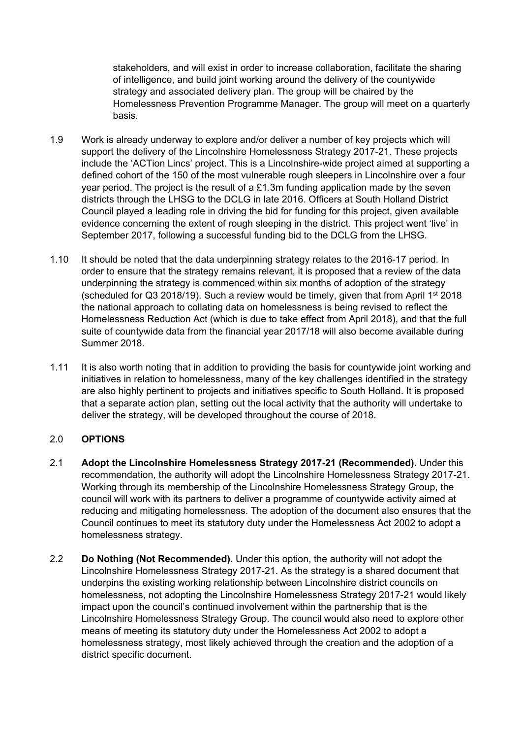stakeholders, and will exist in order to increase collaboration, facilitate the sharing of intelligence, and build joint working around the delivery of the countywide strategy and associated delivery plan. The group will be chaired by the Homelessness Prevention Programme Manager. The group will meet on a quarterly basis.

1.9 Work is already underway to explore and/or deliver a number of key projects which will support the delivery of the Lincolnshire Homelessness Strategy 2017-21. These projects include the 'ACTion Lincs' project. This is a Lincolnshire-wide project aimed at supporting a defined cohort of the 150 of the most vulnerable rough sleepers in Lincolnshire over a four year period. The project is the result of a £1.3m funding application made by the seven districts through the LHSG to the DCLG in late 2016. Officers at South Holland District Council played a leading role in driving the bid for funding for this project, given available evidence concerning the extent of rough sleeping in the district. This project went 'live' in September 2017, following a successful funding bid to the DCLG from the LHSG.

1.10 It should be noted that the data underpinning strategy relates to the 2016-17 period. In order to ensure that the strategy remains relevant, it is proposed that a review of the data underpinning the strategy is commenced within six months of adoption of the strategy (scheduled for Q3 2018/19). Such a review would be timely, given that from April 1st 2018 the national approach to collating data on homelessness is being revised to reflect the Homelessness Reduction Act (which is due to take effect from April 2018), and that the full suite of countywide data from the financial year 2017/18 will also become available during Summer 2018.

1.11 It is also worth noting that in addition to providing the basis for countywide joint working and initiatives in relation to homelessness, many of the key challenges identified in the strategy are also highly pertinent to projects and initiatives specific to South Holland. It is proposed that a separate action plan, setting out the local activity that the authority will undertake to deliver the strategy, will be developed throughout the course of 2018.

## 2.0 OPTIONS

2.1 **Adopt the Lincolnshire Homelessness Strategy 2017-21 (Recommended).** Under this recommendation, the authority will adopt the Lincolnshire Homelessness Strategy 2017-21. Working through its membership of the Lincolnshire Homelessness Strategy Group, the council will work with its partners to deliver a programme of countywide activity aimed at reducing and mitigating homelessness. The adoption of the document also ensures that the Council continues to meet its statutory duty under the Homelessness Act 2002 to adopt a homelessness strategy.

2.2 **Do Nothing (Not Recommended).** Under this option, the authority will not adopt the Lincolnshire Homelessness Strategy 2017-21. As the strategy is a shared document that underpins the existing working relationship between Lincolnshire district councils on homelessness, not adopting the Lincolnshire Homelessness Strategy 2017-21 would likely impact upon the council's continued involvement within the partnership that is the Lincolnshire Homelessness Strategy Group. The council would also need to explore other means of meeting its statutory duty under the Homelessness Act 2002 to adopt a homelessness strategy, most likely achieved through the creation and the adoption of a district specific document.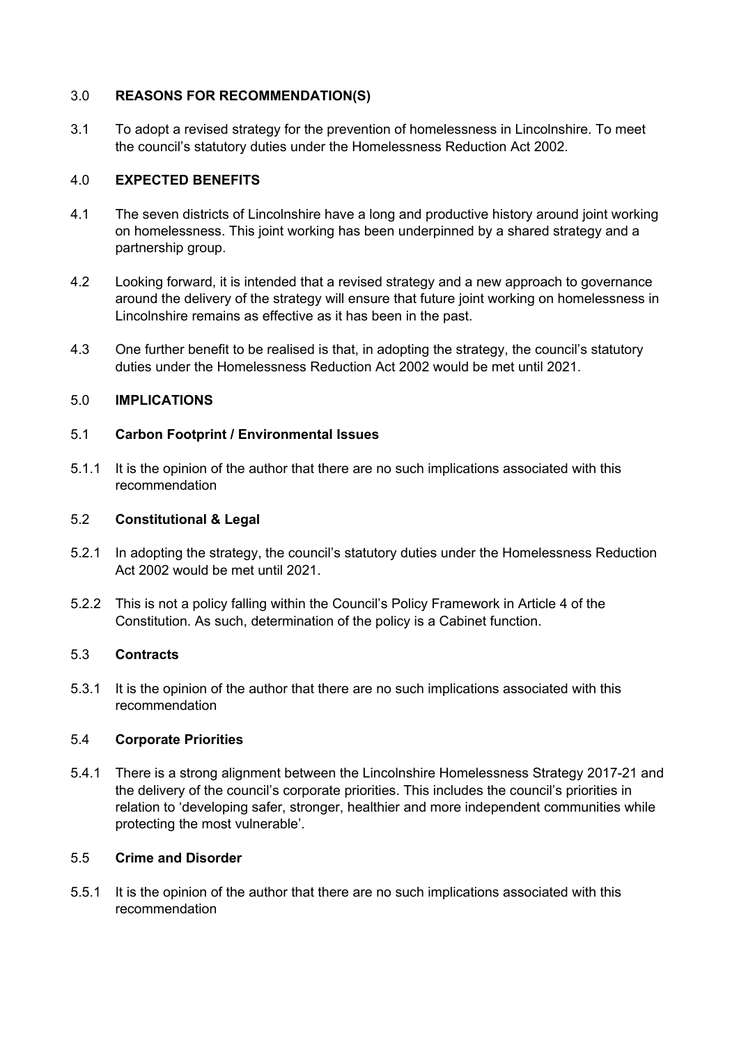## 3.0 REASONS FOR RECOMMENDATION(S)

3.1 To adopt a revised strategy for the prevention of homelessness in Lincolnshire. To meet the council's statutory duties under the Homelessness Reduction Act 2002.

## 4.0 EXPECTED BENEFITS

4.1 The seven districts of Lincolnshire have a long and productive history around joint working on homelessness. This joint working has been underpinned by a shared strategy and a partnership group.

4.2 Looking forward, it is intended that a revised strategy and a new approach to governance around the delivery of the strategy will ensure that future joint working on homelessness in Lincolnshire remains as effective as it has been in the past.

4.3 One further benefit to be realised is that, in adopting the strategy, the council's statutory duties under the Homelessness Reduction Act 2002 would be met until 2021.

## 5.0 IMPLICATIONS

### 5.1 Carbon Footprint / Environmental Issues

5.1.1 It is the opinion of the author that there are no such implications associated with this recommendation

### 5.2 Constitutional & Legal

5.2.1 In adopting the strategy, the council's statutory duties under the Homelessness Reduction Act 2002 would be met until 2021.

5.2.2 This is not a policy falling within the Council's Policy Framework in Article 4 of the Constitution. As such, determination of the policy is a Cabinet function.

### 5.3 Contracts

5.3.1 It is the opinion of the author that there are no such implications associated with this recommendation

### 5.4 Corporate Priorities

5.4.1 There is a strong alignment between the Lincolnshire Homelessness Strategy 2017-21 and the delivery of the council's corporate priorities. This includes the council's priorities in relation to 'developing safer, stronger, healthier and more independent communities while protecting the most vulnerable'.

### 5.5 Crime and Disorder

5.5.1 It is the opinion of the author that there are no such implications associated with this recommendation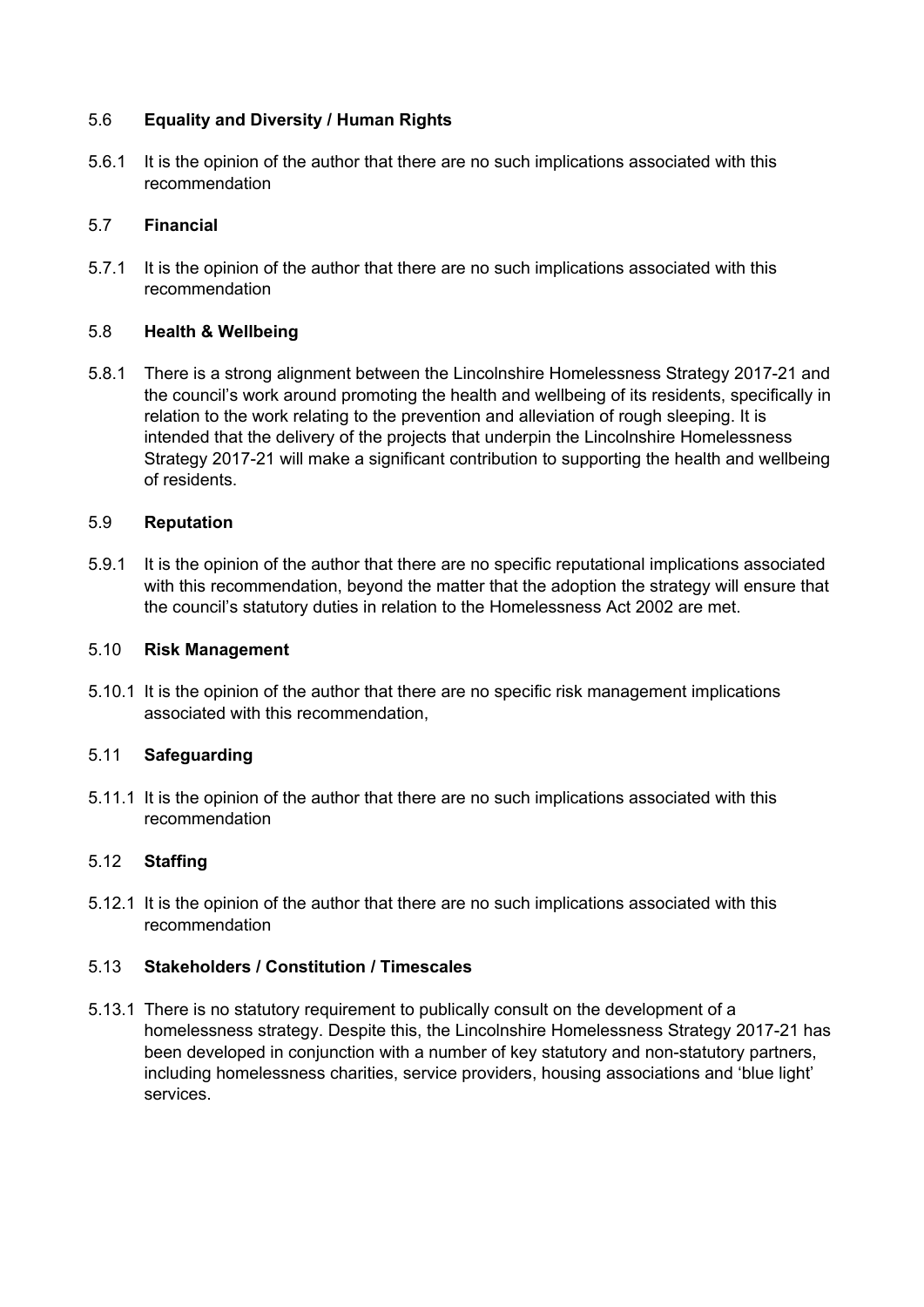### 5.6 **Equality and Diversity / Human Rights**

5.6.1 It is the opinion of the author that there are no such implications associated with this recommendation

### 5.7 **Financial**

5.7.1 It is the opinion of the author that there are no such implications associated with this recommendation

### 5.8 **Health & Wellbeing**

5.8.1 There is a strong alignment between the Lincolnshire Homelessness Strategy 2017-21 and the council's work around promoting the health and wellbeing of its residents, specifically in relation to the work relating to the prevention and alleviation of rough sleeping. It is intended that the delivery of the projects that underpin the Lincolnshire Homelessness Strategy 2017-21 will make a significant contribution to supporting the health and wellbeing of residents.

### 5.9 **Reputation**

5.9.1 It is the opinion of the author that there are no specific reputational implications associated with this recommendation, beyond the matter that the adoption the strategy will ensure that the council's statutory duties in relation to the Homelessness Act 2002 are met.

### 5.10 **Risk Management**

5.10.1 It is the opinion of the author that there are no specific risk management implications associated with this recommendation,

### 5.11 **Safeguarding**

5.11.1 It is the opinion of the author that there are no such implications associated with this recommendation

### 5.12 **Staffing**

5.12.1 It is the opinion of the author that there are no such implications associated with this recommendation

### 5.13 **Stakeholders / Constitution / Timescales**

5.13.1 There is no statutory requirement to publically consult on the development of a homelessness strategy. Despite this, the Lincolnshire Homelessness Strategy 2017-21 has been developed in conjunction with a number of key statutory and non-statutory partners, including homelessness charities, service providers, housing associations and 'blue light' services.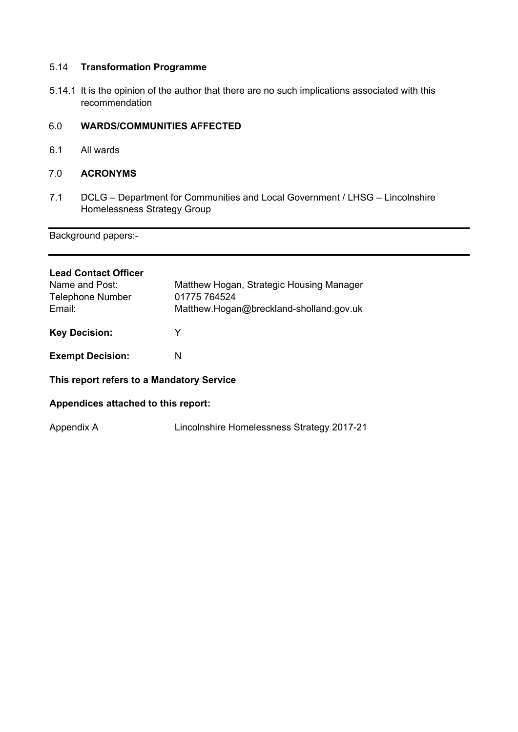5.14 **Transformation Programme**

5.14.1 It is the opinion of the author that there are no such implications associated with this recommendation

6.0 **WARDS/COMMUNITIES AFFECTED**

6.1 All wards

7.0 **ACRONYMS**

7.1 DCLG – Department for Communities and Local Government / LHSG – Lincolnshire Homelessness Strategy Group

---

Background papers:-

---

**Lead Contact Officer**

| | |
|---|---|
| Name and Post: | Matthew Hogan, Strategic Housing Manager |
| Telephone Number | 01775 764524 |
| Email: | Matthew.Hogan@breckland-sholland.gov.uk |

**Key Decision:** Y

**Exempt Decision:** N

**This report refers to a Mandatory Service**

**Appendices attached to this report:**

| | |
|---|---|
| Appendix A | Lincolnshire Homelessness Strategy 2017-21 |